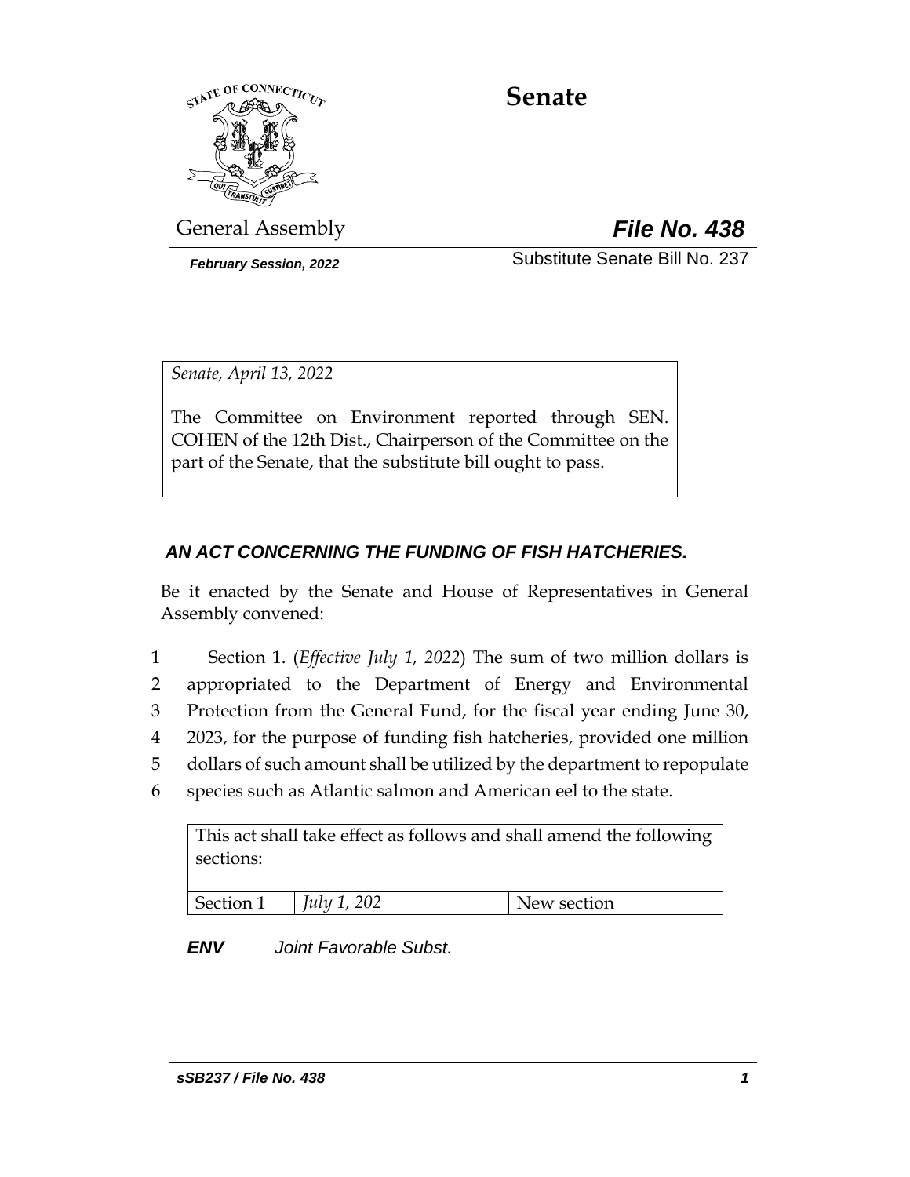# Senate

General Assembly

***File No. 438***

***February Session, 2022***

Substitute Senate Bill No. 237

*Senate, April 13, 2022*

The Committee on Environment reported through SEN. COHEN of the 12th Dist., Chairperson of the Committee on the part of the Senate, that the substitute bill ought to pass.

## *AN ACT CONCERNING THE FUNDING OF FISH HATCHERIES.*

Be it enacted by the Senate and House of Representatives in General Assembly convened:

1 Section 1. (*Effective July 1, 2022*) The sum of two million dollars is
2 appropriated to the Department of Energy and Environmental
3 Protection from the General Fund, for the fiscal year ending June 30,
4 2023, for the purpose of funding fish hatcheries, provided one million
5 dollars of such amount shall be utilized by the department to repopulate
6 species such as Atlantic salmon and American eel to the state.

| This act shall take effect as follows and shall amend the following sections: | | |
|---|---|---|
| Section 1 | *July 1, 202* | New section |

***ENV*** *Joint Favorable Subst.*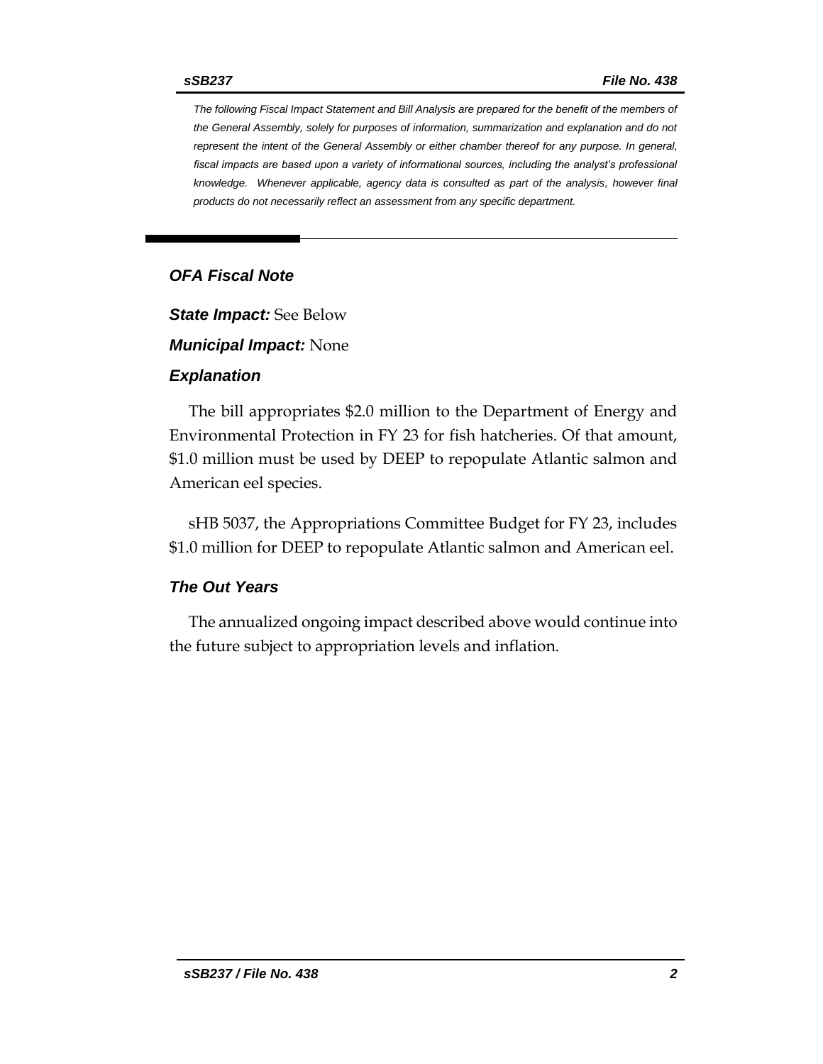*The following Fiscal Impact Statement and Bill Analysis are prepared for the benefit of the members of the General Assembly, solely for purposes of information, summarization and explanation and do not represent the intent of the General Assembly or either chamber thereof for any purpose. In general, fiscal impacts are based upon a variety of informational sources, including the analyst's professional knowledge. Whenever applicable, agency data is consulted as part of the analysis, however final products do not necessarily reflect an assessment from any specific department.*

## *OFA Fiscal Note*

***State Impact:*** See Below

***Municipal Impact:*** None

### *Explanation*

The bill appropriates $2.0 million to the Department of Energy and Environmental Protection in FY 23 for fish hatcheries. Of that amount, $1.0 million must be used by DEEP to repopulate Atlantic salmon and American eel species.

sHB 5037, the Appropriations Committee Budget for FY 23, includes $1.0 million for DEEP to repopulate Atlantic salmon and American eel.

### *The Out Years*

The annualized ongoing impact described above would continue into the future subject to appropriation levels and inflation.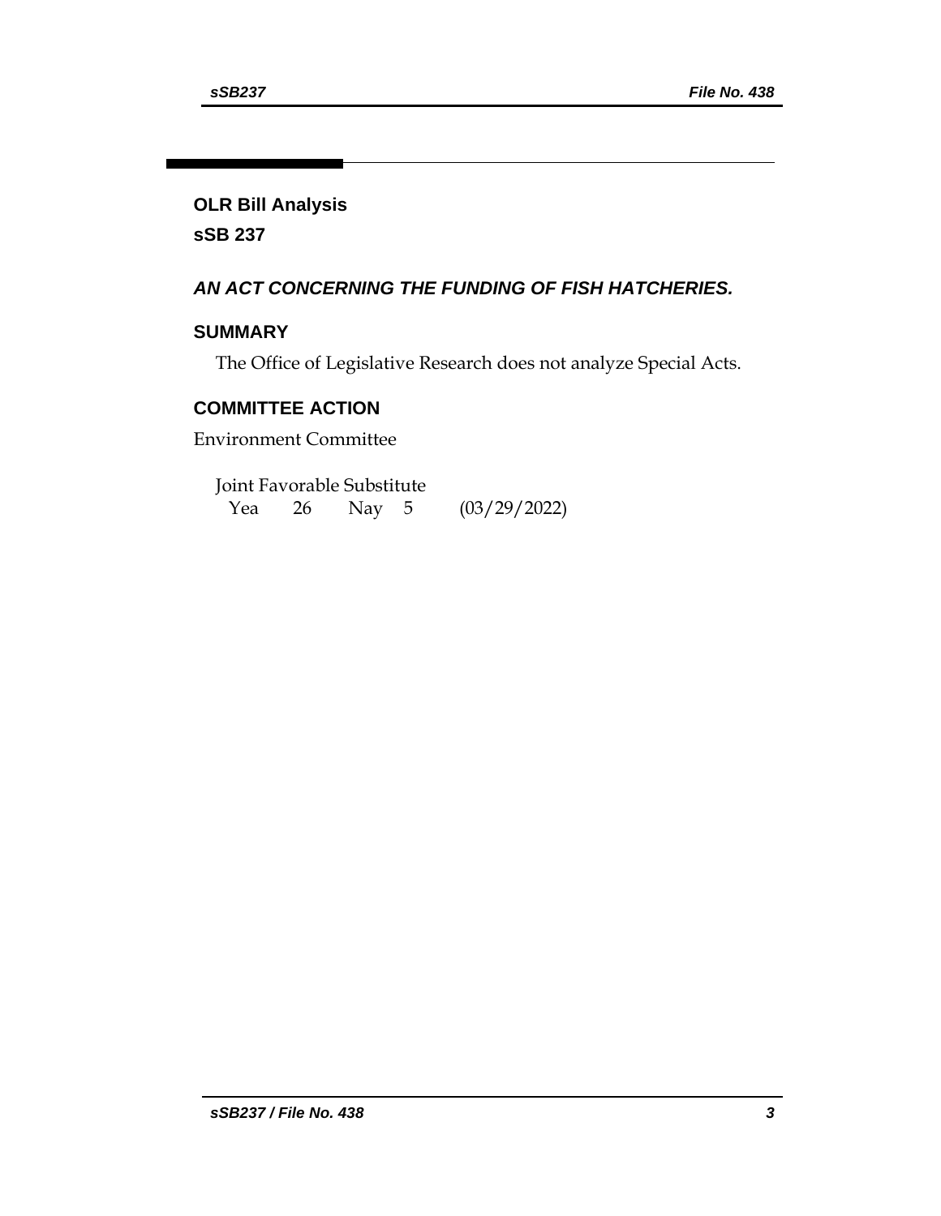## OLR Bill Analysis

## sSB 237

### *AN ACT CONCERNING THE FUNDING OF FISH HATCHERIES.*

### SUMMARY

The Office of Legislative Research does not analyze Special Acts.

### COMMITTEE ACTION

Environment Committee

Joint Favorable Substitute

| | | | | |
|---|---|---|---|---|
| Yea | 26 | Nay | 5 | (03/29/2022) |